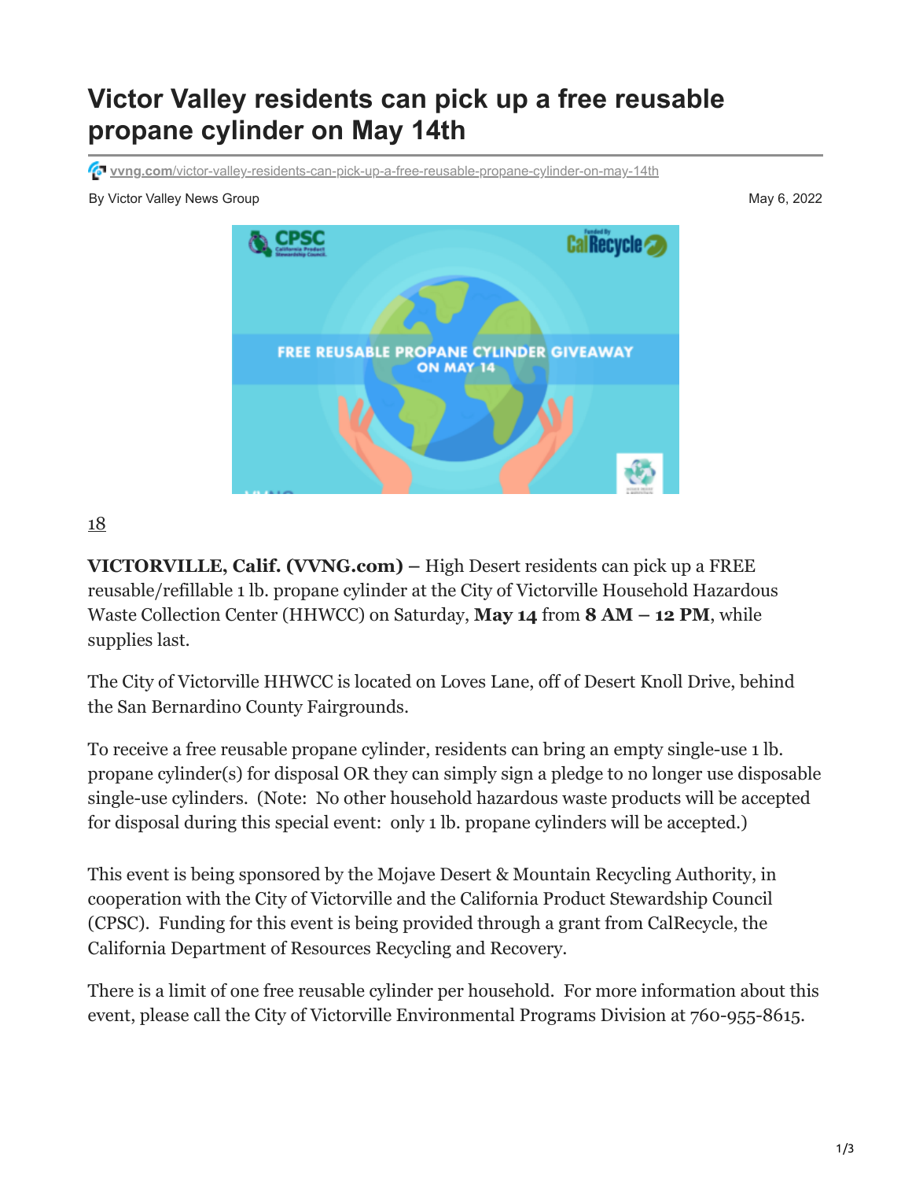# Victor Valley residents can pick up a free reusable propane cylinder on May 14th

vvng.com/victor-valley-residents-can-pick-up-a-free-reusable-propane-cylinder-on-may-14th

By Victor Valley News Group

May 6, 2022

18

**VICTORVILLE, Calif. (VVNG.com) –** High Desert residents can pick up a FREE reusable/refillable 1 lb. propane cylinder at the City of Victorville Household Hazardous Waste Collection Center (HHWCC) on Saturday, **May 14** from **8 AM – 12 PM**, while supplies last.

The City of Victorville HHWCC is located on Loves Lane, off of Desert Knoll Drive, behind the San Bernardino County Fairgrounds.

To receive a free reusable propane cylinder, residents can bring an empty single-use 1 lb. propane cylinder(s) for disposal OR they can simply sign a pledge to no longer use disposable single-use cylinders. (Note: No other household hazardous waste products will be accepted for disposal during this special event: only 1 lb. propane cylinders will be accepted.)

This event is being sponsored by the Mojave Desert & Mountain Recycling Authority, in cooperation with the City of Victorville and the California Product Stewardship Council (CPSC). Funding for this event is being provided through a grant from CalRecycle, the California Department of Resources Recycling and Recovery.

There is a limit of one free reusable cylinder per household. For more information about this event, please call the City of Victorville Environmental Programs Division at 760-955-8615.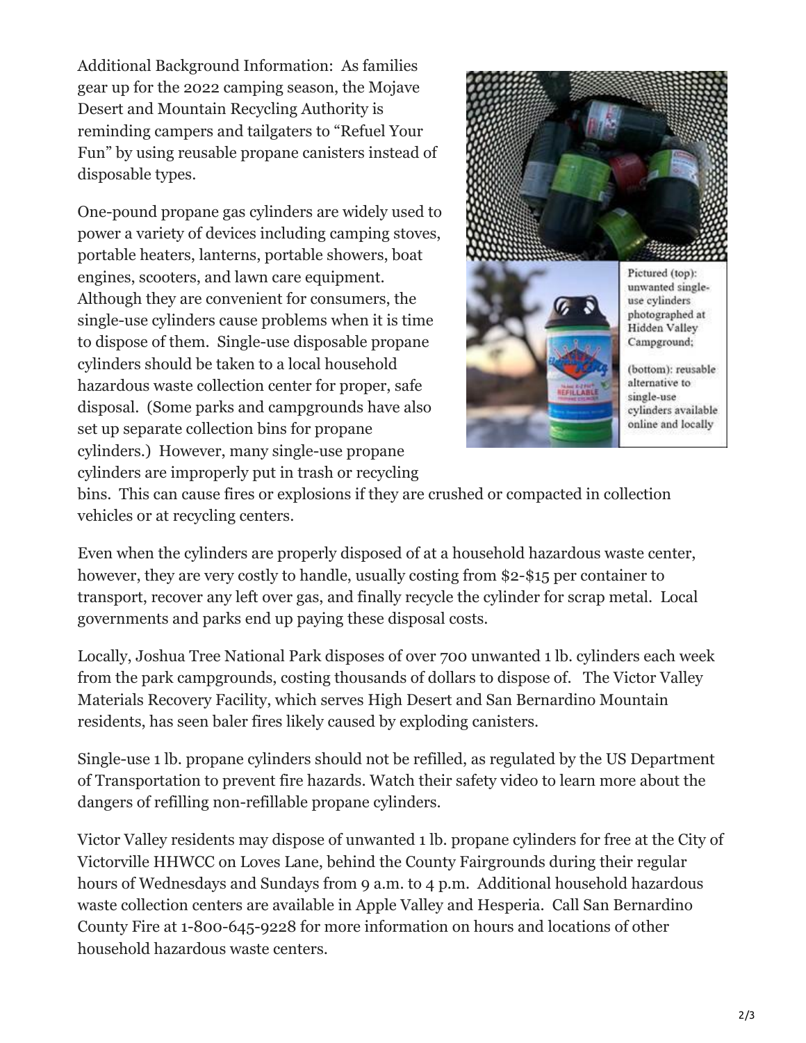Additional Background Information: As families gear up for the 2022 camping season, the Mojave Desert and Mountain Recycling Authority is reminding campers and tailgaters to "Refuel Your Fun" by using reusable propane canisters instead of disposable types.

Pictured (top): unwanted single-use cylinders photographed at Hidden Valley Campground;

(bottom): reusable alternative to single-use cylinders available online and locally

One-pound propane gas cylinders are widely used to power a variety of devices including camping stoves, portable heaters, lanterns, portable showers, boat engines, scooters, and lawn care equipment. Although they are convenient for consumers, the single-use cylinders cause problems when it is time to dispose of them. Single-use disposable propane cylinders should be taken to a local household hazardous waste collection center for proper, safe disposal. (Some parks and campgrounds have also set up separate collection bins for propane cylinders.) However, many single-use propane cylinders are improperly put in trash or recycling bins. This can cause fires or explosions if they are crushed or compacted in collection vehicles or at recycling centers.

Even when the cylinders are properly disposed of at a household hazardous waste center, however, they are very costly to handle, usually costing from $2-$15 per container to transport, recover any left over gas, and finally recycle the cylinder for scrap metal. Local governments and parks end up paying these disposal costs.

Locally, Joshua Tree National Park disposes of over 700 unwanted 1 lb. cylinders each week from the park campgrounds, costing thousands of dollars to dispose of. The Victor Valley Materials Recovery Facility, which serves High Desert and San Bernardino Mountain residents, has seen baler fires likely caused by exploding canisters.

Single-use 1 lb. propane cylinders should not be refilled, as regulated by the US Department of Transportation to prevent fire hazards. Watch their safety video to learn more about the dangers of refilling non-refillable propane cylinders.

Victor Valley residents may dispose of unwanted 1 lb. propane cylinders for free at the City of Victorville HHWCC on Loves Lane, behind the County Fairgrounds during their regular hours of Wednesdays and Sundays from 9 a.m. to 4 p.m. Additional household hazardous waste collection centers are available in Apple Valley and Hesperia. Call San Bernardino County Fire at 1-800-645-9228 for more information on hours and locations of other household hazardous waste centers.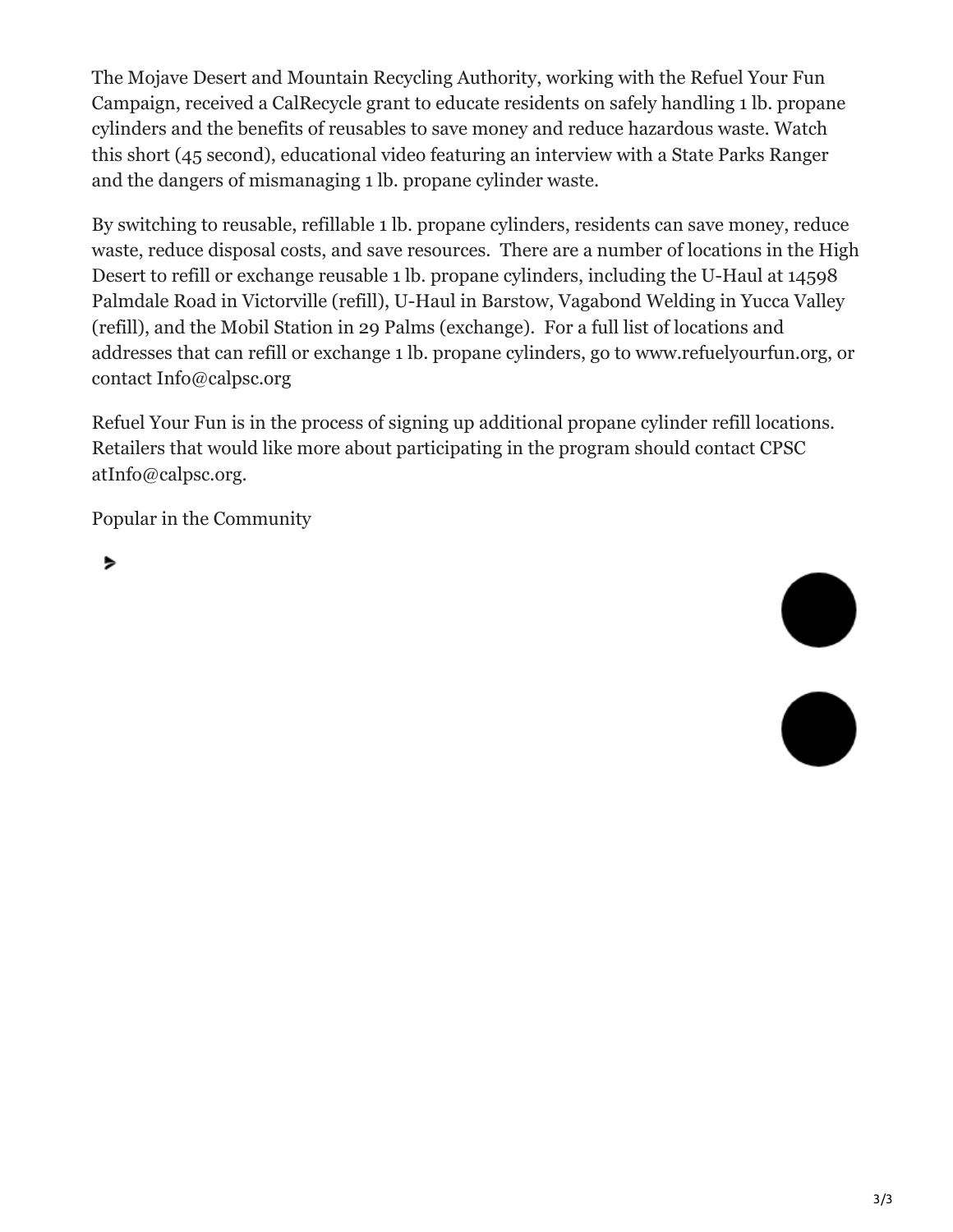The Mojave Desert and Mountain Recycling Authority, working with the Refuel Your Fun Campaign, received a CalRecycle grant to educate residents on safely handling 1 lb. propane cylinders and the benefits of reusables to save money and reduce hazardous waste. Watch this short (45 second), educational video featuring an interview with a State Parks Ranger and the dangers of mismanaging 1 lb. propane cylinder waste.

By switching to reusable, refillable 1 lb. propane cylinders, residents can save money, reduce waste, reduce disposal costs, and save resources.  There are a number of locations in the High Desert to refill or exchange reusable 1 lb. propane cylinders, including the U-Haul at 14598 Palmdale Road in Victorville (refill), U-Haul in Barstow, Vagabond Welding in Yucca Valley (refill), and the Mobil Station in 29 Palms (exchange).  For a full list of locations and addresses that can refill or exchange 1 lb. propane cylinders, go to www.refuelyourfun.org, or contact Info@calpsc.org

Refuel Your Fun is in the process of signing up additional propane cylinder refill locations. Retailers that would like more about participating in the program should contact CPSC atInfo@calpsc.org.

Popular in the Community